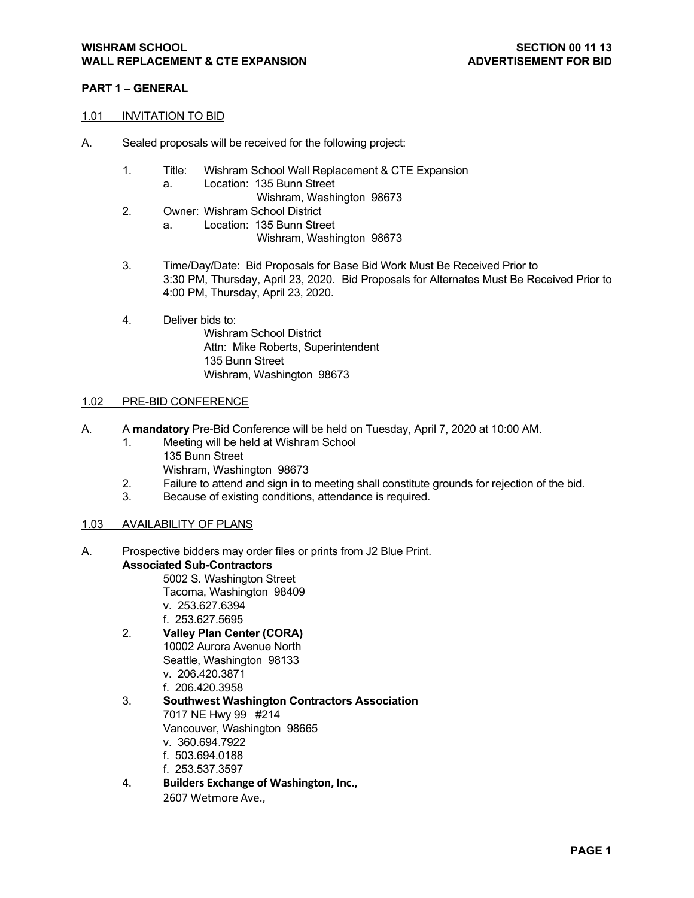**WISHRAM SCHOOL** **SECTION 00 11 13**
**WALL REPLACEMENT & CTE EXPANSION** **ADVERTISEMENT FOR BID**

## PART 1 – GENERAL

### 1.01 INVITATION TO BID

A. Sealed proposals will be received for the following project:

1. Title: Wishram School Wall Replacement & CTE Expansion
   a. Location: 135 Bunn Street
      Wishram, Washington 98673
2. Owner: Wishram School District
   a. Location: 135 Bunn Street
      Wishram, Washington 98673
3. Time/Day/Date: Bid Proposals for Base Bid Work Must Be Received Prior to 3:30 PM, Thursday, April 23, 2020. Bid Proposals for Alternates Must Be Received Prior to 4:00 PM, Thursday, April 23, 2020.
4. Deliver bids to:
   Wishram School District
   Attn: Mike Roberts, Superintendent
   135 Bunn Street
   Wishram, Washington 98673

### 1.02 PRE-BID CONFERENCE

A. A **mandatory** Pre-Bid Conference will be held on Tuesday, April 7, 2020 at 10:00 AM.
1. Meeting will be held at Wishram School
   135 Bunn Street
   Wishram, Washington 98673
2. Failure to attend and sign in to meeting shall constitute grounds for rejection of the bid.
3. Because of existing conditions, attendance is required.

### 1.03 AVAILABILITY OF PLANS

A. Prospective bidders may order files or prints from J2 Blue Print.
**Associated Sub-Contractors**
   5002 S. Washington Street
   Tacoma, Washington 98409
   v. 253.627.6394
   f. 253.627.5695
2. **Valley Plan Center (CORA)**
   10002 Aurora Avenue North
   Seattle, Washington 98133
   v. 206.420.3871
   f. 206.420.3958
3. **Southwest Washington Contractors Association**
   7017 NE Hwy 99 #214
   Vancouver, Washington 98665
   v. 360.694.7922
   f. 503.694.0188
   f. 253.537.3597
4. **Builders Exchange of Washington, Inc.,**
   2607 Wetmore Ave.,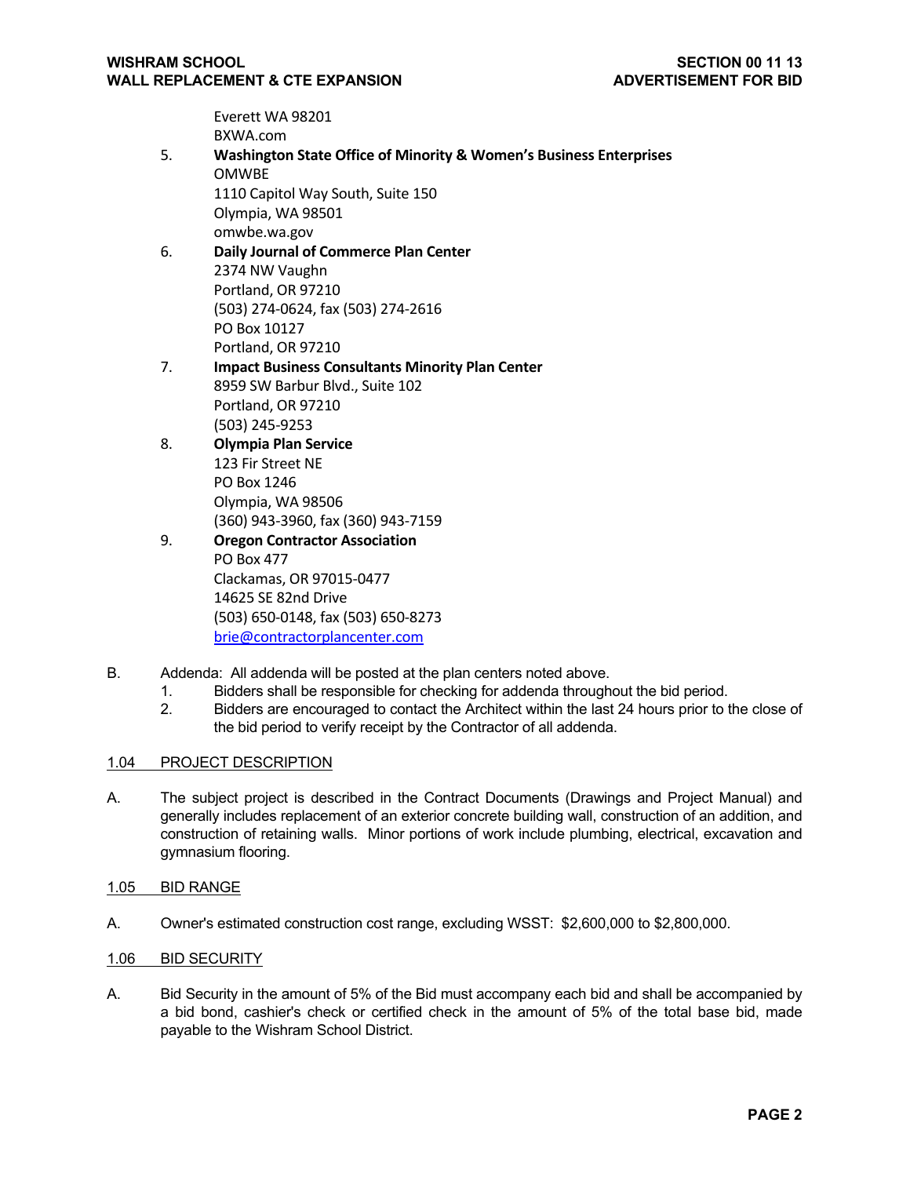Everett WA 98201
BXWA.com

5. **Washington State Office of Minority & Women's Business Enterprises**
   OMWBE
   1110 Capitol Way South, Suite 150
   Olympia, WA 98501
   omwbe.wa.gov
6. **Daily Journal of Commerce Plan Center**
   2374 NW Vaughn
   Portland, OR 97210
   (503) 274-0624, fax (503) 274-2616
   PO Box 10127
   Portland, OR 97210
7. **Impact Business Consultants Minority Plan Center**
   8959 SW Barbur Blvd., Suite 102
   Portland, OR 97210
   (503) 245-9253
8. **Olympia Plan Service**
   123 Fir Street NE
   PO Box 1246
   Olympia, WA 98506
   (360) 943-3960, fax (360) 943-7159
9. **Oregon Contractor Association**
   PO Box 477
   Clackamas, OR 97015-0477
   14625 SE 82nd Drive
   (503) 650-0148, fax (503) 650-8273
   brie@contractorplancenter.com

B. Addenda: All addenda will be posted at the plan centers noted above.
   1. Bidders shall be responsible for checking for addenda throughout the bid period.
   2. Bidders are encouraged to contact the Architect within the last 24 hours prior to the close of the bid period to verify receipt by the Contractor of all addenda.

## 1.04 PROJECT DESCRIPTION

A. The subject project is described in the Contract Documents (Drawings and Project Manual) and generally includes replacement of an exterior concrete building wall, construction of an addition, and construction of retaining walls. Minor portions of work include plumbing, electrical, excavation and gymnasium flooring.

## 1.05 BID RANGE

A. Owner's estimated construction cost range, excluding WSST: $2,600,000 to $2,800,000.

## 1.06 BID SECURITY

A. Bid Security in the amount of 5% of the Bid must accompany each bid and shall be accompanied by a bid bond, cashier's check or certified check in the amount of 5% of the total base bid, made payable to the Wishram School District.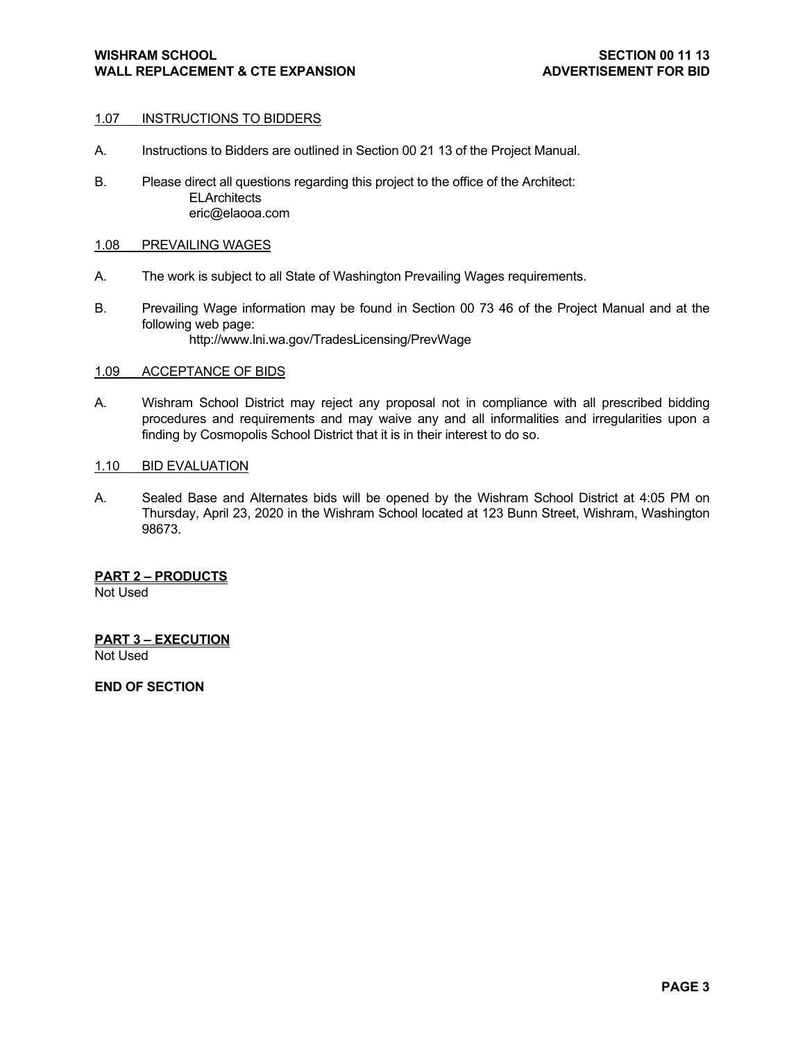### 1.07 INSTRUCTIONS TO BIDDERS

A. Instructions to Bidders are outlined in Section 00 21 13 of the Project Manual.

B. Please direct all questions regarding this project to the office of the Architect:
   ELArchitects
   eric@elaooa.com

### 1.08 PREVAILING WAGES

A. The work is subject to all State of Washington Prevailing Wages requirements.

B. Prevailing Wage information may be found in Section 00 73 46 of the Project Manual and at the following web page:
   http://www.lni.wa.gov/TradesLicensing/PrevWage

### 1.09 ACCEPTANCE OF BIDS

A. Wishram School District may reject any proposal not in compliance with all prescribed bidding procedures and requirements and may waive any and all informalities and irregularities upon a finding by Cosmopolis School District that it is in their interest to do so.

### 1.10 BID EVALUATION

A. Sealed Base and Alternates bids will be opened by the Wishram School District at 4:05 PM on Thursday, April 23, 2020 in the Wishram School located at 123 Bunn Street, Wishram, Washington 98673.

## PART 2 – PRODUCTS

Not Used

## PART 3 – EXECUTION

Not Used

**END OF SECTION**